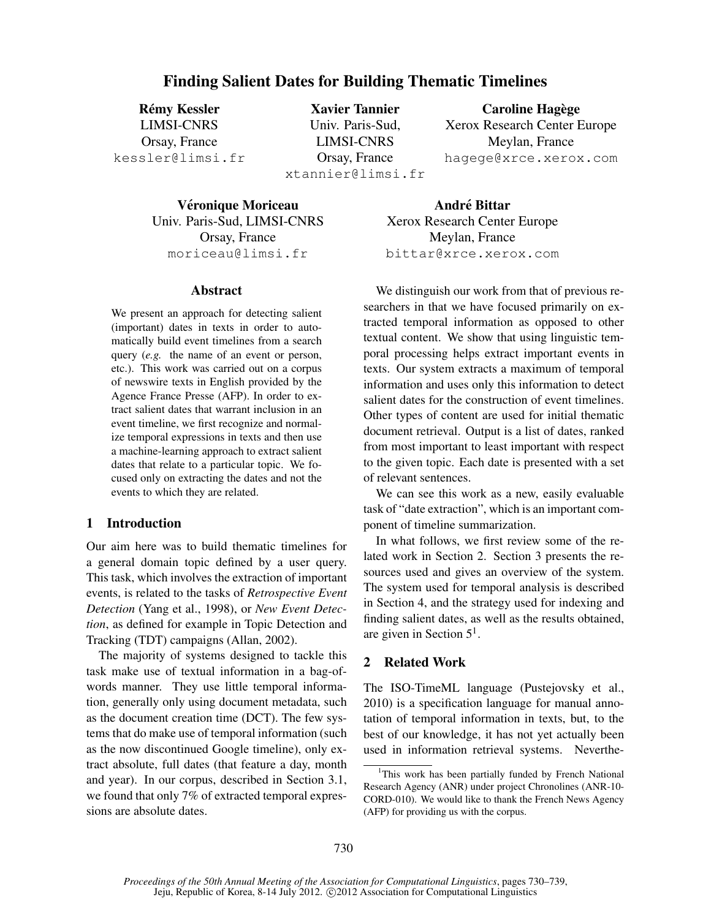# Finding Salient Dates for Building Thematic Timelines

**Rémy Kessler**
LIMSI-CNRS
Orsay, France
kessler@limsi.fr

**Xavier Tannier**
Univ. Paris-Sud,
LIMSI-CNRS
Orsay, France
xtannier@limsi.fr

**Caroline Hagège**
Xerox Research Center Europe
Meylan, France
hagege@xrce.xerox.com

**Véronique Moriceau**
Univ. Paris-Sud, LIMSI-CNRS
Orsay, France
moriceau@limsi.fr

**André Bittar**
Xerox Research Center Europe
Meylan, France
bittar@xrce.xerox.com

## Abstract

We present an approach for detecting salient (important) dates in texts in order to automatically build event timelines from a search query (*e.g.* the name of an event or person, etc.). This work was carried out on a corpus of newswire texts in English provided by the Agence France Presse (AFP). In order to extract salient dates that warrant inclusion in an event timeline, we first recognize and normalize temporal expressions in texts and then use a machine-learning approach to extract salient dates that relate to a particular topic. We focused only on extracting the dates and not the events to which they are related.

## 1 Introduction

Our aim here was to build thematic timelines for a general domain topic defined by a user query. This task, which involves the extraction of important events, is related to the tasks of *Retrospective Event Detection* (Yang et al., 1998), or *New Event Detection*, as defined for example in Topic Detection and Tracking (TDT) campaigns (Allan, 2002).

The majority of systems designed to tackle this task make use of textual information in a bag-of-words manner. They use little temporal information, generally only using document metadata, such as the document creation time (DCT). The few systems that do make use of temporal information (such as the now discontinued Google timeline), only extract absolute, full dates (that feature a day, month and year). In our corpus, described in Section 3.1, we found that only 7% of extracted temporal expressions are absolute dates.

We distinguish our work from that of previous researchers in that we have focused primarily on extracted temporal information as opposed to other textual content. We show that using linguistic temporal processing helps extract important events in texts. Our system extracts a maximum of temporal information and uses only this information to detect salient dates for the construction of event timelines. Other types of content are used for initial thematic document retrieval. Output is a list of dates, ranked from most important to least important with respect to the given topic. Each date is presented with a set of relevant sentences.

We can see this work as a new, easily evaluable task of "date extraction", which is an important component of timeline summarization.

In what follows, we first review some of the related work in Section 2. Section 3 presents the resources used and gives an overview of the system. The system used for temporal analysis is described in Section 4, and the strategy used for indexing and finding salient dates, as well as the results obtained, are given in Section 5[1].

## 2 Related Work

The ISO-TimeML language (Pustejovsky et al., 2010) is a specification language for manual annotation of temporal information in texts, but, to the best of our knowledge, it has not yet actually been used in information retrieval systems. Neverthe-

[1]This work has been partially funded by French National Research Agency (ANR) under project Chronolines (ANR-10-CORD-010). We would like to thank the French News Agency (AFP) for providing us with the corpus.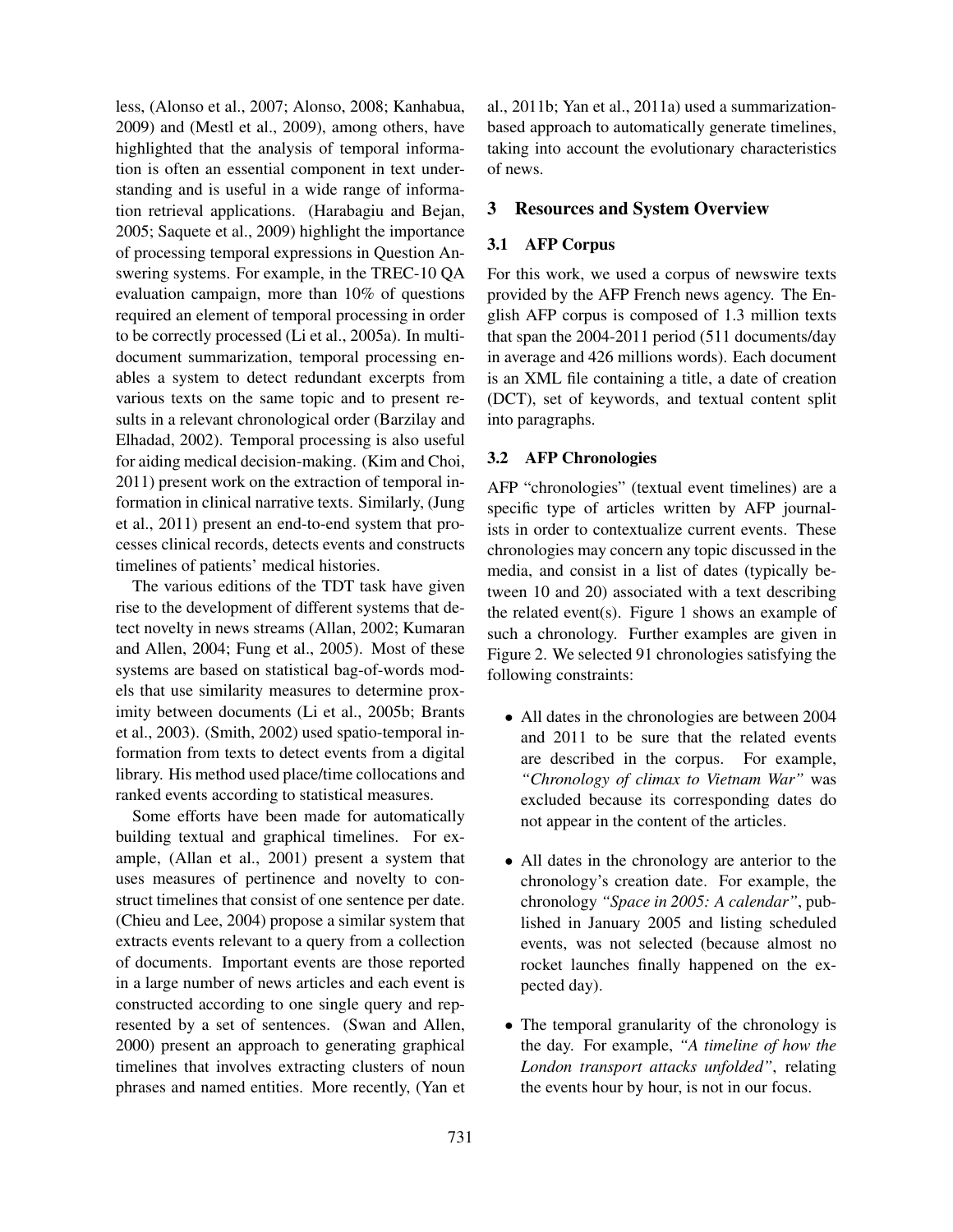less, (Alonso et al., 2007; Alonso, 2008; Kanhabua, 2009) and (Mestl et al., 2009), among others, have highlighted that the analysis of temporal information is often an essential component in text understanding and is useful in a wide range of information retrieval applications. (Harabagiu and Bejan, 2005; Saquete et al., 2009) highlight the importance of processing temporal expressions in Question Answering systems. For example, in the TREC-10 QA evaluation campaign, more than 10% of questions required an element of temporal processing in order to be correctly processed (Li et al., 2005a). In multi-document summarization, temporal processing enables a system to detect redundant excerpts from various texts on the same topic and to present results in a relevant chronological order (Barzilay and Elhadad, 2002). Temporal processing is also useful for aiding medical decision-making. (Kim and Choi, 2011) present work on the extraction of temporal information in clinical narrative texts. Similarly, (Jung et al., 2011) present an end-to-end system that processes clinical records, detects events and constructs timelines of patients' medical histories.

The various editions of the TDT task have given rise to the development of different systems that detect novelty in news streams (Allan, 2002; Kumaran and Allen, 2004; Fung et al., 2005). Most of these systems are based on statistical bag-of-words models that use similarity measures to determine proximity between documents (Li et al., 2005b; Brants et al., 2003). (Smith, 2002) used spatio-temporal information from texts to detect events from a digital library. His method used place/time collocations and ranked events according to statistical measures.

Some efforts have been made for automatically building textual and graphical timelines. For example, (Allan et al., 2001) present a system that uses measures of pertinence and novelty to construct timelines that consist of one sentence per date. (Chieu and Lee, 2004) propose a similar system that extracts events relevant to a query from a collection of documents. Important events are those reported in a large number of news articles and each event is constructed according to one single query and represented by a set of sentences. (Swan and Allen, 2000) present an approach to generating graphical timelines that involves extracting clusters of noun phrases and named entities. More recently, (Yan et al., 2011b; Yan et al., 2011a) used a summarization-based approach to automatically generate timelines, taking into account the evolutionary characteristics of news.

## 3 Resources and System Overview

### 3.1 AFP Corpus

For this work, we used a corpus of newswire texts provided by the AFP French news agency. The English AFP corpus is composed of 1.3 million texts that span the 2004-2011 period (511 documents/day in average and 426 millions words). Each document is an XML file containing a title, a date of creation (DCT), set of keywords, and textual content split into paragraphs.

### 3.2 AFP Chronologies

AFP "chronologies" (textual event timelines) are a specific type of articles written by AFP journalists in order to contextualize current events. These chronologies may concern any topic discussed in the media, and consist in a list of dates (typically between 10 and 20) associated with a text describing the related event(s). Figure 1 shows an example of such a chronology. Further examples are given in Figure 2. We selected 91 chronologies satisfying the following constraints:

- All dates in the chronologies are between 2004 and 2011 to be sure that the related events are described in the corpus. For example, *"Chronology of climax to Vietnam War"* was excluded because its corresponding dates do not appear in the content of the articles.
- All dates in the chronology are anterior to the chronology's creation date. For example, the chronology *"Space in 2005: A calendar"*, published in January 2005 and listing scheduled events, was not selected (because almost no rocket launches finally happened on the expected day).
- The temporal granularity of the chronology is the day. For example, *"A timeline of how the London transport attacks unfolded"*, relating the events hour by hour, is not in our focus.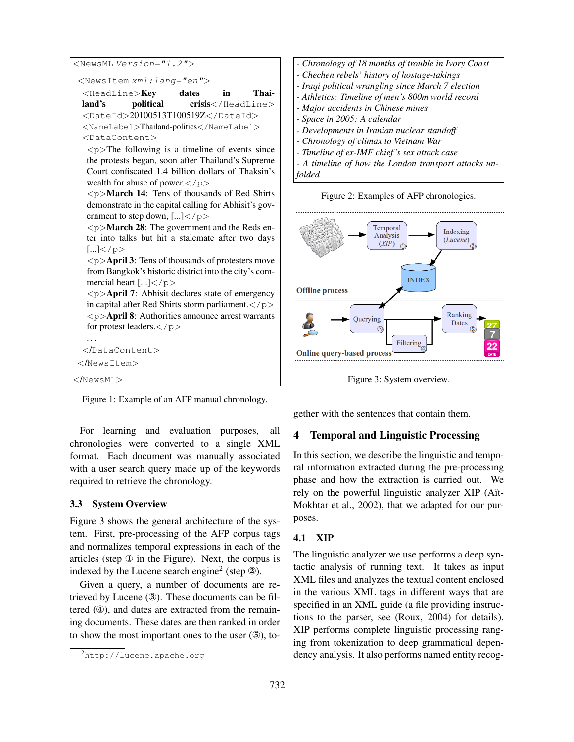```
<NewsML Version="1.2">
 <NewsItem xml:lang="en">
  <HeadLine>Key dates in Thailand's political crisis</HeadLine>
  <DateId>20100513T100519Z</DateId>
  <NameLabel>Thailand-politics</NameLabel>
  <DataContent>
   <p>The following is a timeline of events since the protests began, soon after Thailand's Supreme Court confiscated 1.4 billion dollars of Thaksin's wealth for abuse of power.</p>
   <p>March 14: Tens of thousands of Red Shirts demonstrate in the capital calling for Abhisit's government to step down, [...]</p>
   <p>March 28: The government and the Reds enter into talks but hit a stalemate after two days [...]</p>
   <p>April 3: Tens of thousands of protesters move from Bangkok's historic district into the city's commercial heart [...]</p>
   <p>April 7: Abhisit declares state of emergency in capital after Red Shirts storm parliament.</p>
   <p>April 8: Authorities announce arrest warrants for protest leaders.</p>
   ...
  </DataContent>
 </NewsItem>
</NewsML>
```

Figure 1: Example of an AFP manual chronology.

- *Chronology of 18 months of trouble in Ivory Coast*
- *Chechen rebels' history of hostage-takings*
- *Iraqi political wrangling since March 7 election*
- *Athletics: Timeline of men's 800m world record*
- *Major accidents in Chinese mines*
- *Space in 2005: A calendar*
- *Developments in Iranian nuclear standoff*
- *Chronology of climax to Vietnam War*
- *Timeline of ex-IMF chief's sex attack case*
- *A timeline of how the London transport attacks unfolded*

Figure 2: Examples of AFP chronologies.

Figure 3: System overview.

For learning and evaluation purposes, all chronologies were converted to a single XML format. Each document was manually associated with a user search query made up of the keywords required to retrieve the chronology.

### 3.3 System Overview

Figure 3 shows the general architecture of the system. First, pre-processing of the AFP corpus tags and normalizes temporal expressions in each of the articles (step ① in the Figure). Next, the corpus is indexed by the Lucene search engine[2] (step ②).

Given a query, a number of documents are retrieved by Lucene (③). These documents can be filtered (④), and dates are extracted from the remaining documents. These dates are then ranked in order to show the most important ones to the user (⑤), together with the sentences that contain them.

[2] http://lucene.apache.org

## 4 Temporal and Linguistic Processing

In this section, we describe the linguistic and temporal information extracted during the pre-processing phase and how the extraction is carried out. We rely on the powerful linguistic analyzer XIP (Aït-Mokhtar et al., 2002), that we adapted for our purposes.

### 4.1 XIP

The linguistic analyzer we use performs a deep syntactic analysis of running text. It takes as input XML files and analyzes the textual content enclosed in the various XML tags in different ways that are specified in an XML guide (a file providing instructions to the parser, see (Roux, 2004) for details). XIP performs complete linguistic processing ranging from tokenization to deep grammatical dependency analysis. It also performs named entity recog-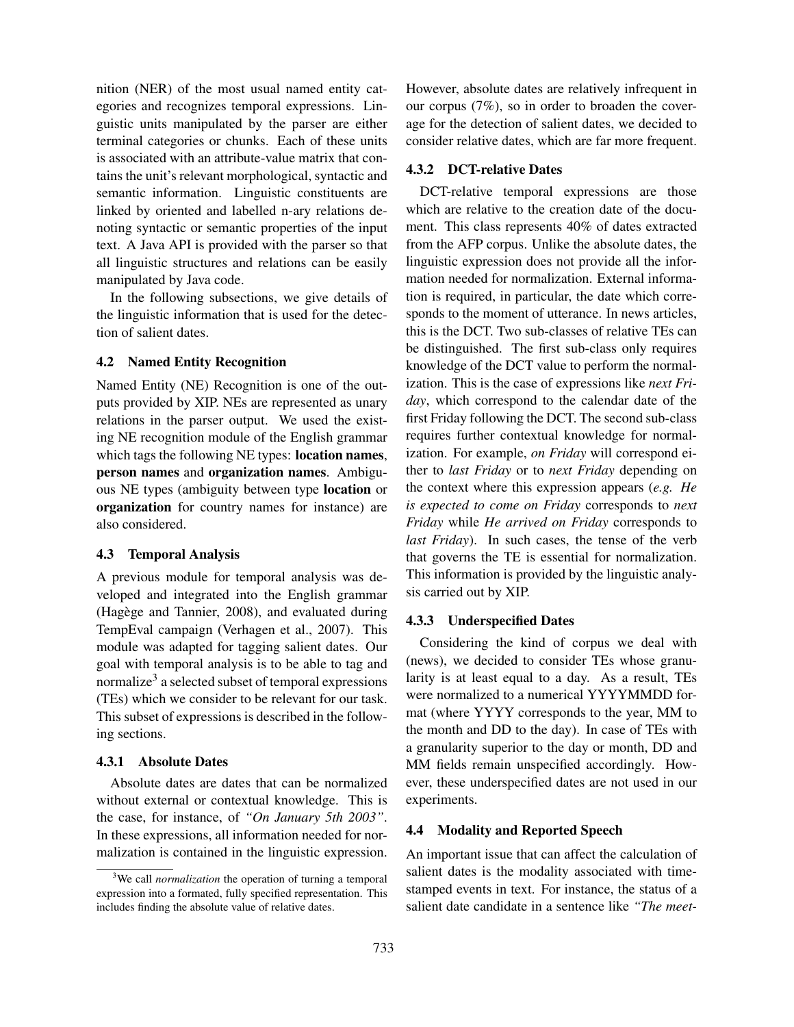nition (NER) of the most usual named entity categories and recognizes temporal expressions. Linguistic units manipulated by the parser are either terminal categories or chunks. Each of these units is associated with an attribute-value matrix that contains the unit's relevant morphological, syntactic and semantic information. Linguistic constituents are linked by oriented and labelled n-ary relations denoting syntactic or semantic properties of the input text. A Java API is provided with the parser so that all linguistic structures and relations can be easily manipulated by Java code.

In the following subsections, we give details of the linguistic information that is used for the detection of salient dates.

### 4.2 Named Entity Recognition

Named Entity (NE) Recognition is one of the outputs provided by XIP. NEs are represented as unary relations in the parser output. We used the existing NE recognition module of the English grammar which tags the following NE types: **location names**, **person names** and **organization names**. Ambiguous NE types (ambiguity between type **location** or **organization** for country names for instance) are also considered.

### 4.3 Temporal Analysis

A previous module for temporal analysis was developed and integrated into the English grammar (Hagège and Tannier, 2008), and evaluated during TempEval campaign (Verhagen et al., 2007). This module was adapted for tagging salient dates. Our goal with temporal analysis is to be able to tag and normalize[3] a selected subset of temporal expressions (TEs) which we consider to be relevant for our task. This subset of expressions is described in the following sections.

#### 4.3.1 Absolute Dates

Absolute dates are dates that can be normalized without external or contextual knowledge. This is the case, for instance, of *"On January 5th 2003"*. In these expressions, all information needed for normalization is contained in the linguistic expression. However, absolute dates are relatively infrequent in our corpus (7%), so in order to broaden the coverage for the detection of salient dates, we decided to consider relative dates, which are far more frequent.

#### 4.3.2 DCT-relative Dates

DCT-relative temporal expressions are those which are relative to the creation date of the document. This class represents 40% of dates extracted from the AFP corpus. Unlike the absolute dates, the linguistic expression does not provide all the information needed for normalization. External information is required, in particular, the date which corresponds to the moment of utterance. In news articles, this is the DCT. Two sub-classes of relative TEs can be distinguished. The first sub-class only requires knowledge of the DCT value to perform the normalization. This is the case of expressions like *next Friday*, which correspond to the calendar date of the first Friday following the DCT. The second sub-class requires further contextual knowledge for normalization. For example, *on Friday* will correspond either to *last Friday* or to *next Friday* depending on the context where this expression appears (*e.g. He is expected to come on Friday* corresponds to *next Friday* while *He arrived on Friday* corresponds to *last Friday*). In such cases, the tense of the verb that governs the TE is essential for normalization. This information is provided by the linguistic analysis carried out by XIP.

#### 4.3.3 Underspecified Dates

Considering the kind of corpus we deal with (news), we decided to consider TEs whose granularity is at least equal to a day. As a result, TEs were normalized to a numerical YYYYMMDD format (where YYYY corresponds to the year, MM to the month and DD to the day). In case of TEs with a granularity superior to the day or month, DD and MM fields remain unspecified accordingly. However, these underspecified dates are not used in our experiments.

### 4.4 Modality and Reported Speech

An important issue that can affect the calculation of salient dates is the modality associated with time-stamped events in text. For instance, the status of a salient date candidate in a sentence like *"The meet-*

---

[3] We call *normalization* the operation of turning a temporal expression into a formated, fully specified representation. This includes finding the absolute value of relative dates.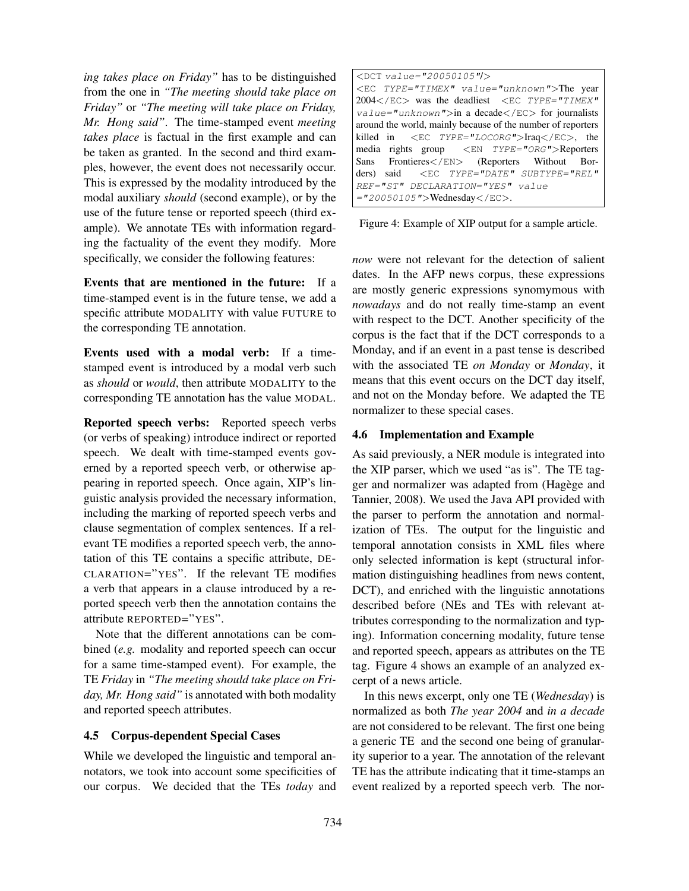*ing takes place on Friday"* has to be distinguished from the one in *"The meeting should take place on Friday"* or *"The meeting will take place on Friday, Mr. Hong said"*. The time-stamped event *meeting takes place* is factual in the first example and can be taken as granted. In the second and third examples, however, the event does not necessarily occur. This is expressed by the modality introduced by the modal auxiliary *should* (second example), or by the use of the future tense or reported speech (third example). We annotate TEs with information regarding the factuality of the event they modify. More specifically, we consider the following features:

**Events that are mentioned in the future:** If a time-stamped event is in the future tense, we add a specific attribute MODALITY with value FUTURE to the corresponding TE annotation.

**Events used with a modal verb:** If a time-stamped event is introduced by a modal verb such as *should* or *would*, then attribute MODALITY to the corresponding TE annotation has the value MODAL.

**Reported speech verbs:** Reported speech verbs (or verbs of speaking) introduce indirect or reported speech. We dealt with time-stamped events governed by a reported speech verb, or otherwise appearing in reported speech. Once again, XIP's linguistic analysis provided the necessary information, including the marking of reported speech verbs and clause segmentation of complex sentences. If a relevant TE modifies a reported speech verb, the annotation of this TE contains a specific attribute, DECLARATION="YES". If the relevant TE modifies a verb that appears in a clause introduced by a reported speech verb then the annotation contains the attribute REPORTED="YES".

Note that the different annotations can be combined (*e.g.* modality and reported speech can occur for a same time-stamped event). For example, the TE *Friday* in *"The meeting should take place on Friday, Mr. Hong said"* is annotated with both modality and reported speech attributes.

### 4.5 Corpus-dependent Special Cases

While we developed the linguistic and temporal annotators, we took into account some specificities of our corpus. We decided that the TEs *today* and *now* were not relevant for the detection of salient dates. In the AFP news corpus, these expressions are mostly generic expressions synomymous with *nowadays* and do not really time-stamp an event with respect to the DCT. Another specificity of the corpus is the fact that if the DCT corresponds to a Monday, and if an event in a past tense is described with the associated TE *on Monday* or *Monday*, it means that this event occurs on the DCT day itself, and not on the Monday before. We adapted the TE normalizer to these special cases.

```
<DCT value="20050105"/>
<EC TYPE="TIMEX" value="unknown">The year 2004</EC> was the deadliest <EC TYPE="TIMEX" value="unknown">in a decade</EC> for journalists around the world, mainly because of the number of reporters killed in <EC TYPE="LOCORG">Iraq</EC>, the media rights group <EN TYPE="ORG">Reporters Sans Frontieres</EN> (Reporters Without Borders) said <EC TYPE="DATE" SUBTYPE="REL" REF="ST" DECLARATION="YES" value ="20050105">Wednesday</EC>.
```

Figure 4: Example of XIP output for a sample article.

### 4.6 Implementation and Example

As said previously, a NER module is integrated into the XIP parser, which we used "as is". The TE tagger and normalizer was adapted from (Hagège and Tannier, 2008). We used the Java API provided with the parser to perform the annotation and normalization of TEs. The output for the linguistic and temporal annotation consists in XML files where only selected information is kept (structural information distinguishing headlines from news content, DCT), and enriched with the linguistic annotations described before (NEs and TEs with relevant attributes corresponding to the normalization and typing). Information concerning modality, future tense and reported speech, appears as attributes on the TE tag. Figure 4 shows an example of an analyzed excerpt of a news article.

In this news excerpt, only one TE (*Wednesday*) is normalized as both *The year 2004* and *in a decade* are not considered to be relevant. The first one being a generic TE and the second one being of granularity superior to a year. The annotation of the relevant TE has the attribute indicating that it time-stamps an event realized by a reported speech verb. The nor-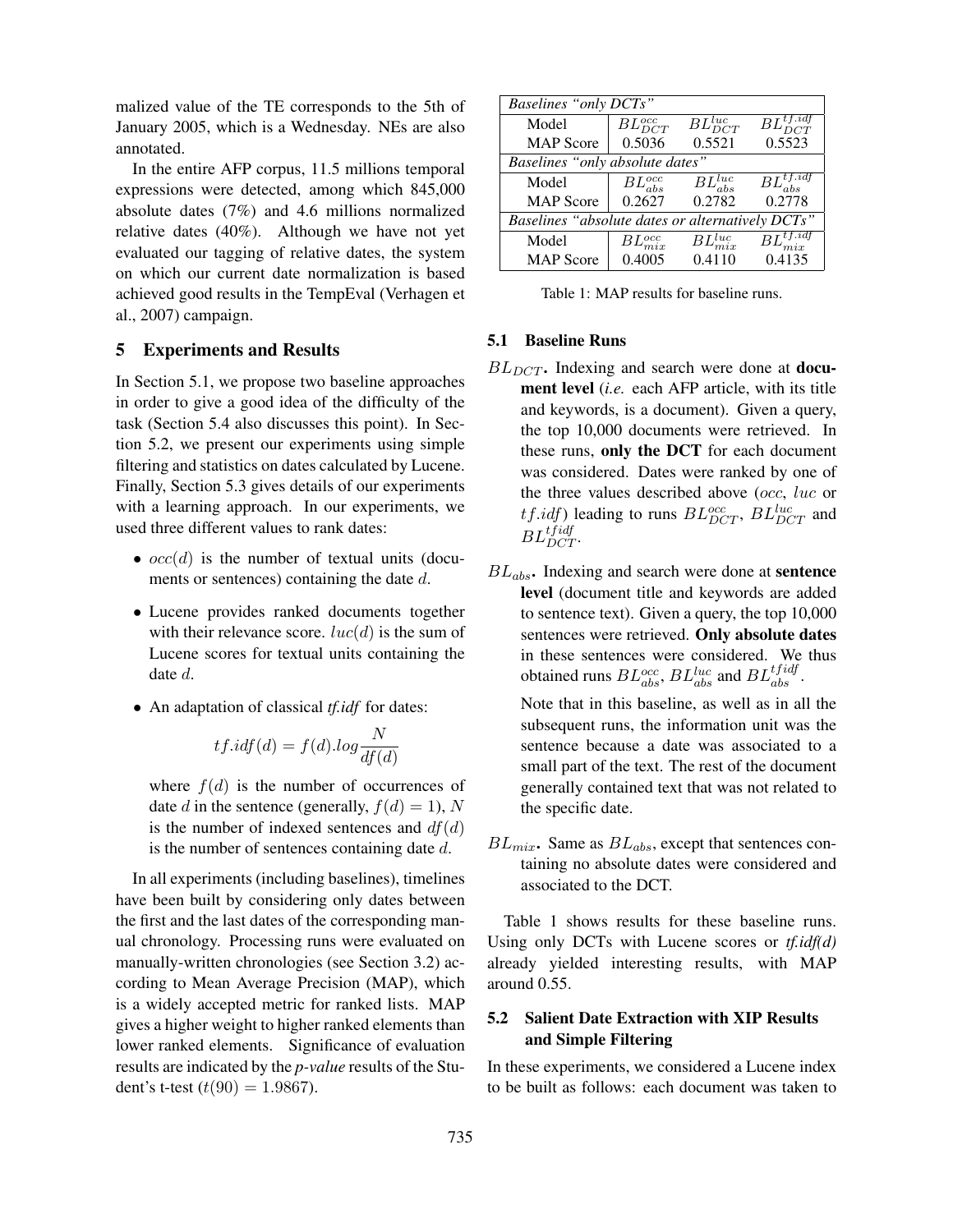malized value of the TE corresponds to the 5th of January 2005, which is a Wednesday. NEs are also annotated.

In the entire AFP corpus, 11.5 millions temporal expressions were detected, among which 845,000 absolute dates (7%) and 4.6 millions normalized relative dates (40%). Although we have not yet evaluated our tagging of relative dates, the system on which our current date normalization is based achieved good results in the TempEval (Verhagen et al., 2007) campaign.

## 5 Experiments and Results

In Section 5.1, we propose two baseline approaches in order to give a good idea of the difficulty of the task (Section 5.4 also discusses this point). In Section 5.2, we present our experiments using simple filtering and statistics on dates calculated by Lucene. Finally, Section 5.3 gives details of our experiments with a learning approach. In our experiments, we used three different values to rank dates:

- $occ(d)$ is the number of textual units (documents or sentences) containing the date $d$.
- Lucene provides ranked documents together with their relevance score. $luc(d)$ is the sum of Lucene scores for textual units containing the date $d$.
- An adaptation of classical *tf.idf* for dates:

  $$tf.idf(d) = f(d).log\frac{N}{df(d)}$$

  where $f(d)$ is the number of occurrences of date $d$ in the sentence (generally, $f(d) = 1$), $N$ is the number of indexed sentences and $df(d)$ is the number of sentences containing date $d$.

In all experiments (including baselines), timelines have been built by considering only dates between the first and the last dates of the corresponding manual chronology. Processing runs were evaluated on manually-written chronologies (see Section 3.2) according to Mean Average Precision (MAP), which is a widely accepted metric for ranked lists. MAP gives a higher weight to higher ranked elements than lower ranked elements. Significance of evaluation results are indicated by the *p-value* results of the Student's t-test ($t(90) = 1.9867$).

| *Baselines "only DCTs"* | | | |
|---|---|---|---|
| Model | $BL^{occ}_{DCT}$ | $BL^{luc}_{DCT}$ | $BL^{tf.idf}_{DCT}$ |
| MAP Score | 0.5036 | 0.5521 | 0.5523 |
| *Baselines "only absolute dates"* | | | |
| Model | $BL^{occ}_{abs}$ | $BL^{luc}_{abs}$ | $BL^{tf.idf}_{abs}$ |
| MAP Score | 0.2627 | 0.2782 | 0.2778 |
| *Baselines "absolute dates or alternatively DCTs"* | | | |
| Model | $BL^{occ}_{mix}$ | $BL^{luc}_{mix}$ | $BL^{tf.idf}_{mix}$ |
| MAP Score | 0.4005 | 0.4110 | 0.4135 |

Table 1: MAP results for baseline runs.

### 5.1 Baseline Runs

$BL_{DCT}$. Indexing and search were done at **document level** (*i.e.* each AFP article, with its title and keywords, is a document). Given a query, the top 10,000 documents were retrieved. In these runs, **only the DCT** for each document was considered. Dates were ranked by one of the three values described above ($occ$, $luc$ or $tf.idf$) leading to runs $BL^{occ}_{DCT}$, $BL^{luc}_{DCT}$ and $BL^{tfidf}_{DCT}$.

$BL_{abs}$. Indexing and search were done at **sentence level** (document title and keywords are added to sentence text). Given a query, the top 10,000 sentences were retrieved. **Only absolute dates** in these sentences were considered. We thus obtained runs $BL^{occ}_{abs}$, $BL^{luc}_{abs}$ and $BL^{tfidf}_{abs}$.

Note that in this baseline, as well as in all the subsequent runs, the information unit was the sentence because a date was associated to a small part of the text. The rest of the document generally contained text that was not related to the specific date.

$BL_{mix}$. Same as $BL_{abs}$, except that sentences containing no absolute dates were considered and associated to the DCT.

Table 1 shows results for these baseline runs. Using only DCTs with Lucene scores or *tf.idf(d)* already yielded interesting results, with MAP around 0.55.

### 5.2 Salient Date Extraction with XIP Results and Simple Filtering

In these experiments, we considered a Lucene index to be built as follows: each document was taken to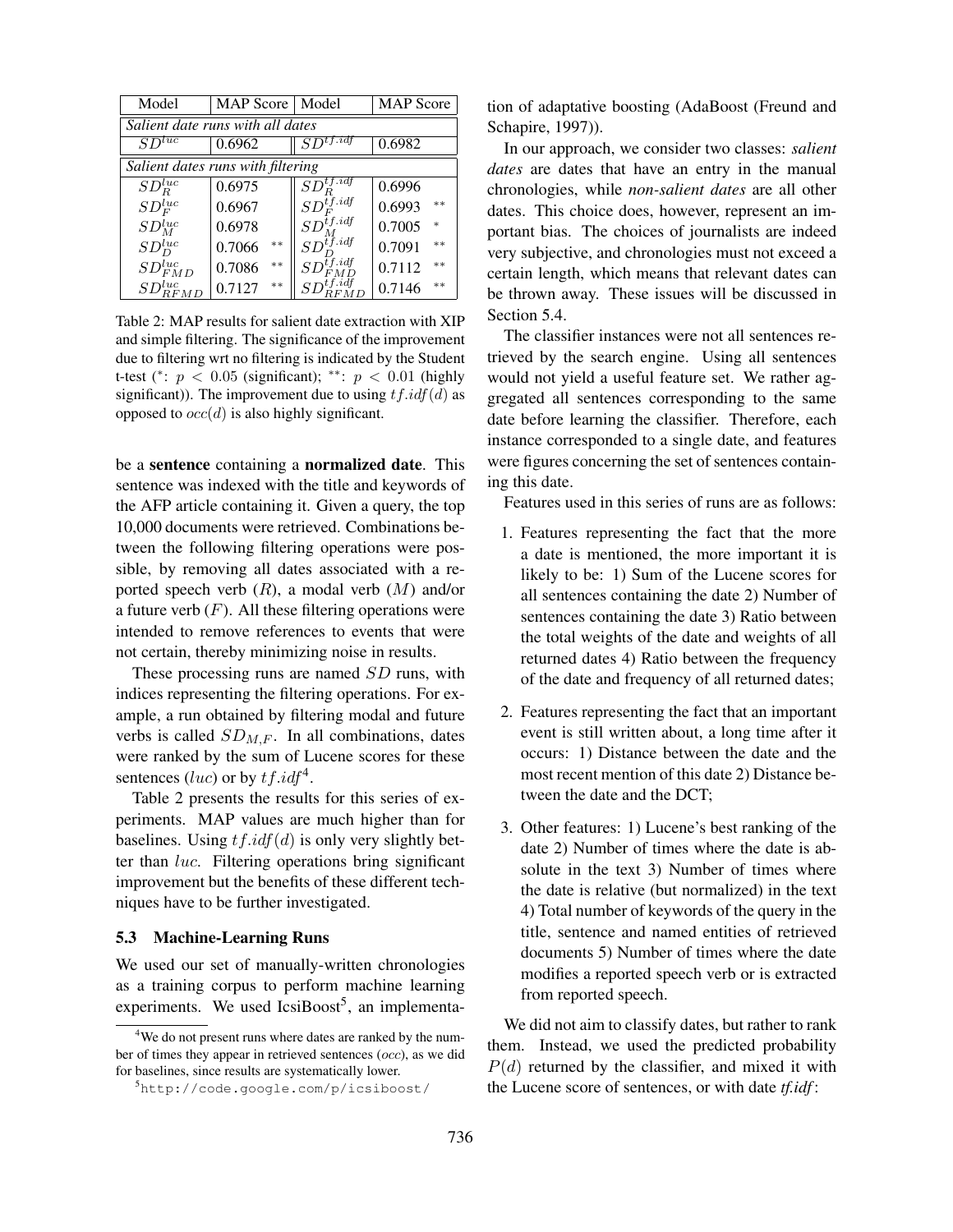| Model | MAP Score | | Model | MAP Score | |
|---|---|---|---|---|---|
| *Salient date runs with all dates* | | | | | |
| $SD^{luc}$ | 0.6962 | | $SD^{tf.idf}$ | 0.6982 | |
| *Salient dates runs with filtering* | | | | | |
| $SD_R^{luc}$ | 0.6975 | | $SD_R^{tf.idf}$ | 0.6996 | |
| $SD_F^{luc}$ | 0.6967 | | $SD_F^{tf.idf}$ | 0.6993 | ** |
| $SD_M^{luc}$ | 0.6978 | | $SD_M^{tf.idf}$ | 0.7005 | * |
| $SD_D^{luc}$ | 0.7066 | ** | $SD_D^{tf.idf}$ | 0.7091 | ** |
| $SD_{FMD}^{luc}$ | 0.7086 | ** | $SD_{FMD}^{tf.idf}$ | 0.7112 | ** |
| $SD_{RFMD}^{luc}$ | 0.7127 | ** | $SD_{RFMD}^{tf.idf}$ | 0.7146 | ** |

Table 2: MAP results for salient date extraction with XIP and simple filtering. The significance of the improvement due to filtering wrt no filtering is indicated by the Student t-test ($^*$: $p < 0.05$ (significant); $^{**}$: $p < 0.01$ (highly significant)). The improvement due to using $tf.idf(d)$ as opposed to $occ(d)$ is also highly significant.

be a **sentence** containing a **normalized date**. This sentence was indexed with the title and keywords of the AFP article containing it. Given a query, the top 10,000 documents were retrieved. Combinations between the following filtering operations were possible, by removing all dates associated with a reported speech verb ($R$), a modal verb ($M$) and/or a future verb ($F$). All these filtering operations were intended to remove references to events that were not certain, thereby minimizing noise in results.

These processing runs are named $SD$ runs, with indices representing the filtering operations. For example, a run obtained by filtering modal and future verbs is called $SD_{M,F}$. In all combinations, dates were ranked by the sum of Lucene scores for these sentences ($luc$) or by $tf.idf$[4].

Table 2 presents the results for this series of experiments. MAP values are much higher than for baselines. Using $tf.idf(d)$ is only very slightly better than $luc$. Filtering operations bring significant improvement but the benefits of these different techniques have to be further investigated.

### 5.3 Machine-Learning Runs

We used our set of manually-written chronologies as a training corpus to perform machine learning experiments. We used IcsiBoost[5], an implementation of adaptative boosting (AdaBoost (Freund and Schapire, 1997)).

In our approach, we consider two classes: *salient dates* are dates that have an entry in the manual chronologies, while *non-salient dates* are all other dates. This choice does, however, represent an important bias. The choices of journalists are indeed very subjective, and chronologies must not exceed a certain length, which means that relevant dates can be thrown away. These issues will be discussed in Section 5.4.

The classifier instances were not all sentences retrieved by the search engine. Using all sentences would not yield a useful feature set. We rather aggregated all sentences corresponding to the same date before learning the classifier. Therefore, each instance corresponded to a single date, and features were figures concerning the set of sentences containing this date.

Features used in this series of runs are as follows:

1. Features representing the fact that the more a date is mentioned, the more important it is likely to be: 1) Sum of the Lucene scores for all sentences containing the date 2) Number of sentences containing the date 3) Ratio between the total weights of the date and weights of all returned dates 4) Ratio between the frequency of the date and frequency of all returned dates;
2. Features representing the fact that an important event is still written about, a long time after it occurs: 1) Distance between the date and the most recent mention of this date 2) Distance between the date and the DCT;
3. Other features: 1) Lucene's best ranking of the date 2) Number of times where the date is absolute in the text 3) Number of times where the date is relative (but normalized) in the text 4) Total number of keywords of the query in the title, sentence and named entities of retrieved documents 5) Number of times where the date modifies a reported speech verb or is extracted from reported speech.

We did not aim to classify dates, but rather to rank them. Instead, we used the predicted probability $P(d)$ returned by the classifier, and mixed it with the Lucene score of sentences, or with date *tf.idf*:

[4] We do not present runs where dates are ranked by the number of times they appear in retrieved sentences ($occ$), as we did for baselines, since results are systematically lower.

[5] http://code.google.com/p/icsiboost/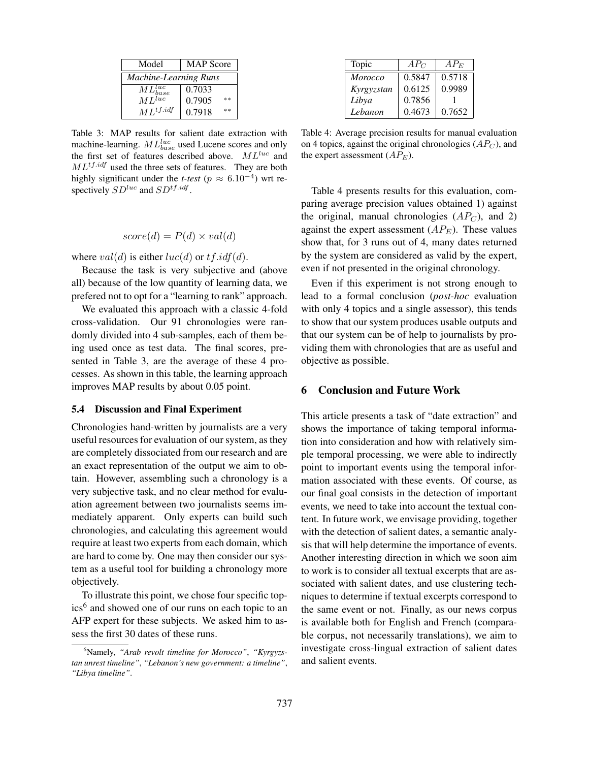| Model | MAP Score | |
|---|---|---|
| *Machine-Learning Runs* | | |
| $ML_{base}^{luc}$ | 0.7033 | |
| $ML^{luc}$ | 0.7905 | ** |
| $ML^{tf.idf}$ | 0.7918 | ** |

Table 3: MAP results for salient date extraction with machine-learning. $ML_{base}^{luc}$ used Lucene scores and only the first set of features described above. $ML^{luc}$ and $ML^{tf.idf}$ used the three sets of features. They are both highly significant under the *t-test* ($p \approx 6.10^{-4}$) wrt respectively $SD^{luc}$ and $SD^{tf.idf}$.

$$score(d) = P(d) \times val(d)$$

where $val(d)$ is either $luc(d)$ or $tf.idf(d)$.

Because the task is very subjective and (above all) because of the low quantity of learning data, we prefered not to opt for a "learning to rank" approach.

We evaluated this approach with a classic 4-fold cross-validation. Our 91 chronologies were randomly divided into 4 sub-samples, each of them being used once as test data. The final scores, presented in Table 3, are the average of these 4 processes. As shown in this table, the learning approach improves MAP results by about 0.05 point.

### 5.4 Discussion and Final Experiment

Chronologies hand-written by journalists are a very useful resources for evaluation of our system, as they are completely dissociated from our research and are an exact representation of the output we aim to obtain. However, assembling such a chronology is a very subjective task, and no clear method for evaluation agreement between two journalists seems immediately apparent. Only experts can build such chronologies, and calculating this agreement would require at least two experts from each domain, which are hard to come by. One may then consider our system as a useful tool for building a chronology more objectively.

To illustrate this point, we chose four specific topics[6] and showed one of our runs on each topic to an AFP expert for these subjects. We asked him to assess the first 30 dates of these runs.

[6]Namely, *"Arab revolt timeline for Morocco"*, *"Kyrgyzstan unrest timeline"*, *"Lebanon's new government: a timeline"*, *"Libya timeline"*.

| Topic | $AP_C$ | $AP_E$ |
|---|---|---|
| *Morocco* | 0.5847 | 0.5718 |
| *Kyrgyzstan* | 0.6125 | 0.9989 |
| *Libya* | 0.7856 | 1 |
| *Lebanon* | 0.4673 | 0.7652 |

Table 4: Average precision results for manual evaluation on 4 topics, against the original chronologies ($AP_C$), and the expert assessment ($AP_E$).

Table 4 presents results for this evaluation, comparing average precision values obtained 1) against the original, manual chronologies ($AP_C$), and 2) against the expert assessment ($AP_E$). These values show that, for 3 runs out of 4, many dates returned by the system are considered as valid by the expert, even if not presented in the original chronology.

Even if this experiment is not strong enough to lead to a formal conclusion (*post-hoc* evaluation with only 4 topics and a single assessor), this tends to show that our system produces usable outputs and that our system can be of help to journalists by providing them with chronologies that are as useful and objective as possible.

## 6 Conclusion and Future Work

This article presents a task of "date extraction" and shows the importance of taking temporal information into consideration and how with relatively simple temporal processing, we were able to indirectly point to important events using the temporal information associated with these events. Of course, as our final goal consists in the detection of important events, we need to take into account the textual content. In future work, we envisage providing, together with the detection of salient dates, a semantic analysis that will help determine the importance of events. Another interesting direction in which we soon aim to work is to consider all textual excerpts that are associated with salient dates, and use clustering techniques to determine if textual excerpts correspond to the same event or not. Finally, as our news corpus is available both for English and French (comparable corpus, not necessarily translations), we aim to investigate cross-lingual extraction of salient dates and salient events.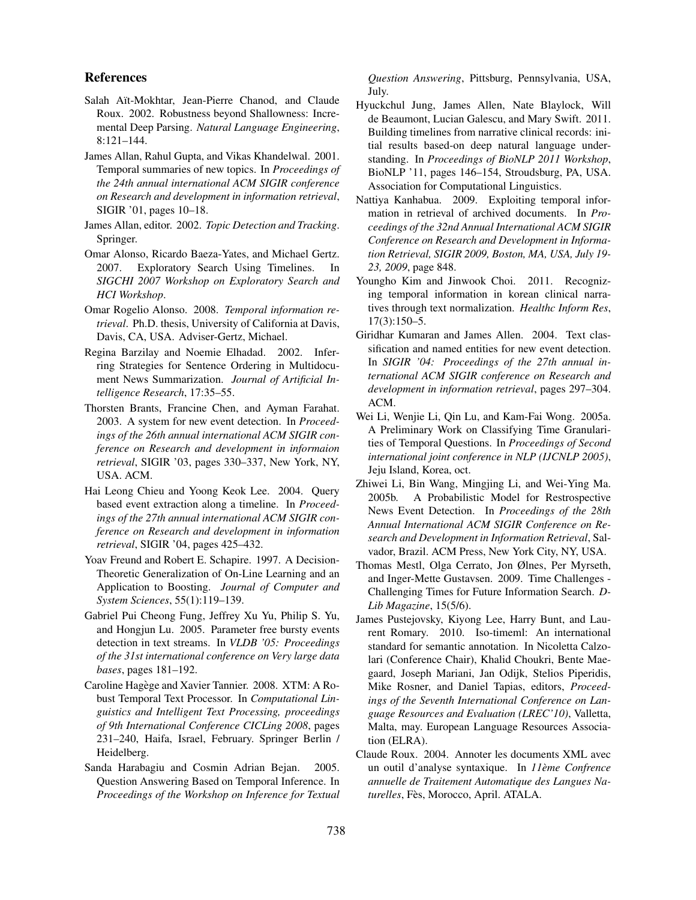## References

Salah Aït-Mokhtar, Jean-Pierre Chanod, and Claude Roux. 2002. Robustness beyond Shallowness: Incremental Deep Parsing. *Natural Language Engineering*, 8:121–144.

James Allan, Rahul Gupta, and Vikas Khandelwal. 2001. Temporal summaries of new topics. In *Proceedings of the 24th annual international ACM SIGIR conference on Research and development in information retrieval*, SIGIR '01, pages 10–18.

James Allan, editor. 2002. *Topic Detection and Tracking*. Springer.

Omar Alonso, Ricardo Baeza-Yates, and Michael Gertz. 2007. Exploratory Search Using Timelines. In *SIGCHI 2007 Workshop on Exploratory Search and HCI Workshop*.

Omar Rogelio Alonso. 2008. *Temporal information retrieval*. Ph.D. thesis, University of California at Davis, Davis, CA, USA. Adviser-Gertz, Michael.

Regina Barzilay and Noemie Elhadad. 2002. Inferring Strategies for Sentence Ordering in Multidocument News Summarization. *Journal of Artificial Intelligence Research*, 17:35–55.

Thorsten Brants, Francine Chen, and Ayman Farahat. 2003. A system for new event detection. In *Proceedings of the 26th annual international ACM SIGIR conference on Research and development in informaion retrieval*, SIGIR '03, pages 330–337, New York, NY, USA. ACM.

Hai Leong Chieu and Yoong Keok Lee. 2004. Query based event extraction along a timeline. In *Proceedings of the 27th annual international ACM SIGIR conference on Research and development in information retrieval*, SIGIR '04, pages 425–432.

Yoav Freund and Robert E. Schapire. 1997. A Decision-Theoretic Generalization of On-Line Learning and an Application to Boosting. *Journal of Computer and System Sciences*, 55(1):119–139.

Gabriel Pui Cheong Fung, Jeffrey Xu Yu, Philip S. Yu, and Hongjun Lu. 2005. Parameter free bursty events detection in text streams. In *VLDB '05: Proceedings of the 31st international conference on Very large data bases*, pages 181–192.

Caroline Hagège and Xavier Tannier. 2008. XTM: A Robust Temporal Text Processor. In *Computational Linguistics and Intelligent Text Processing, proceedings of 9th International Conference CICLing 2008*, pages 231–240, Haifa, Israel, February. Springer Berlin / Heidelberg.

Sanda Harabagiu and Cosmin Adrian Bejan. 2005. Question Answering Based on Temporal Inference. In *Proceedings of the Workshop on Inference for Textual Question Answering*, Pittsburg, Pennsylvania, USA, July.

Hyuckchul Jung, James Allen, Nate Blaylock, Will de Beaumont, Lucian Galescu, and Mary Swift. 2011. Building timelines from narrative clinical records: initial results based-on deep natural language understanding. In *Proceedings of BioNLP 2011 Workshop*, BioNLP '11, pages 146–154, Stroudsburg, PA, USA. Association for Computational Linguistics.

Nattiya Kanhabua. 2009. Exploiting temporal information in retrieval of archived documents. In *Proceedings of the 32nd Annual International ACM SIGIR Conference on Research and Development in Information Retrieval, SIGIR 2009, Boston, MA, USA, July 19-23, 2009*, page 848.

Youngho Kim and Jinwook Choi. 2011. Recognizing temporal information in korean clinical narratives through text normalization. *Healthc Inform Res*, 17(3):150–5.

Giridhar Kumaran and James Allen. 2004. Text classification and named entities for new event detection. In *SIGIR '04: Proceedings of the 27th annual international ACM SIGIR conference on Research and development in information retrieval*, pages 297–304. ACM.

Wei Li, Wenjie Li, Qin Lu, and Kam-Fai Wong. 2005a. A Preliminary Work on Classifying Time Granularities of Temporal Questions. In *Proceedings of Second international joint conference in NLP (IJCNLP 2005)*, Jeju Island, Korea, oct.

Zhiwei Li, Bin Wang, Mingjing Li, and Wei-Ying Ma. 2005b. A Probabilistic Model for Restrospective News Event Detection. In *Proceedings of the 28th Annual International ACM SIGIR Conference on Research and Development in Information Retrieval*, Salvador, Brazil. ACM Press, New York City, NY, USA.

Thomas Mestl, Olga Cerrato, Jon Ølnes, Per Myrseth, and Inger-Mette Gustavsen. 2009. Time Challenges - Challenging Times for Future Information Search. *D-Lib Magazine*, 15(5/6).

James Pustejovsky, Kiyong Lee, Harry Bunt, and Laurent Romary. 2010. Iso-timeml: An international standard for semantic annotation. In Nicoletta Calzolari (Conference Chair), Khalid Choukri, Bente Maegaard, Joseph Mariani, Jan Odijk, Stelios Piperidis, Mike Rosner, and Daniel Tapias, editors, *Proceedings of the Seventh International Conference on Language Resources and Evaluation (LREC'10)*, Valletta, Malta, may. European Language Resources Association (ELRA).

Claude Roux. 2004. Annoter les documents XML avec un outil d'analyse syntaxique. In *11ème Confrence annuelle de Traitement Automatique des Langues Naturelles*, Fès, Morocco, April. ATALA.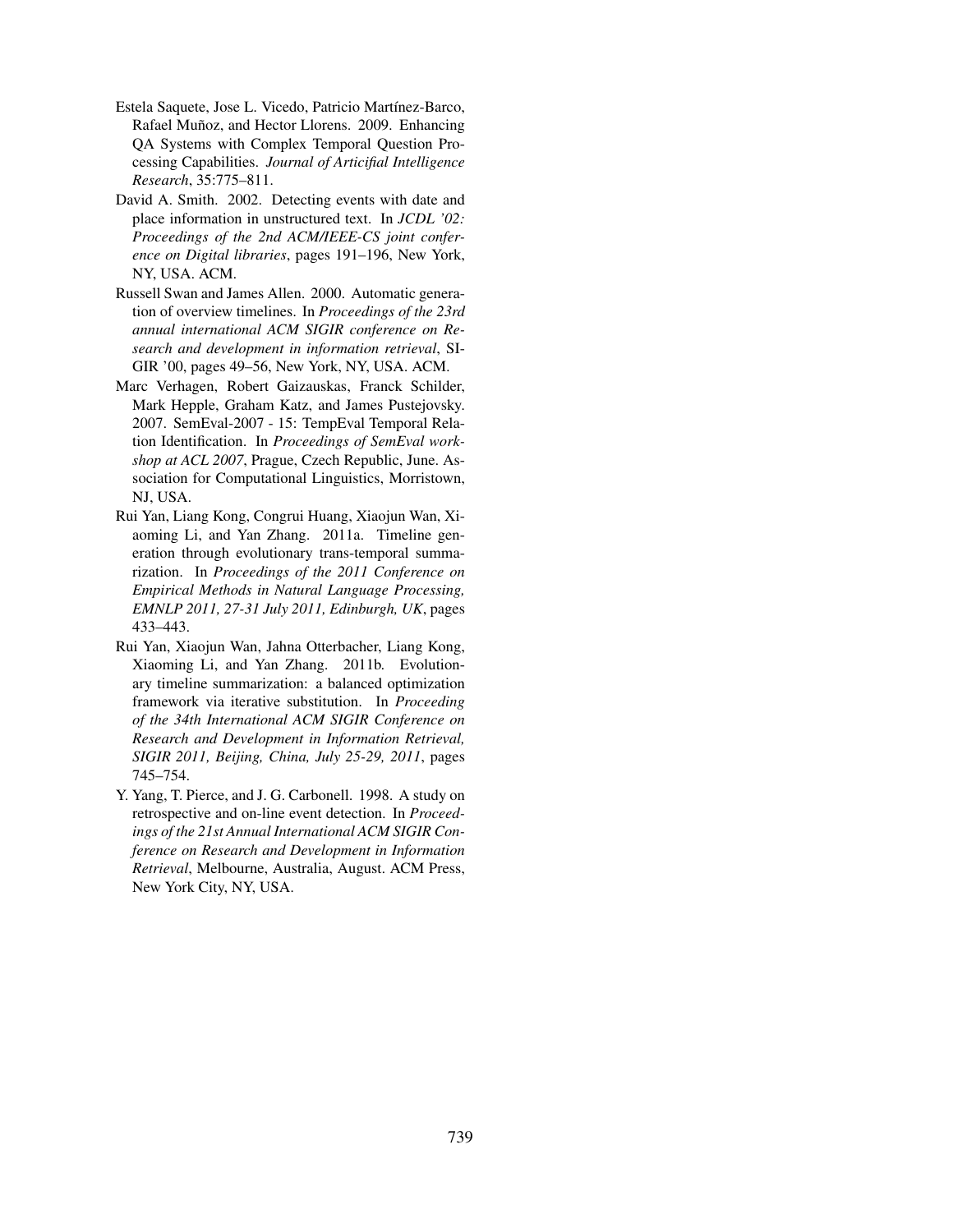Estela Saquete, Jose L. Vicedo, Patricio Martínez-Barco, Rafael Muñoz, and Hector Llorens. 2009. Enhancing QA Systems with Complex Temporal Question Processing Capabilities. *Journal of Artificial Intelligence Research*, 35:775–811.

David A. Smith. 2002. Detecting events with date and place information in unstructured text. In *JCDL '02: Proceedings of the 2nd ACM/IEEE-CS joint conference on Digital libraries*, pages 191–196, New York, NY, USA. ACM.

Russell Swan and James Allen. 2000. Automatic generation of overview timelines. In *Proceedings of the 23rd annual international ACM SIGIR conference on Research and development in information retrieval*, SIGIR '00, pages 49–56, New York, NY, USA. ACM.

Marc Verhagen, Robert Gaizauskas, Franck Schilder, Mark Hepple, Graham Katz, and James Pustejovsky. 2007. SemEval-2007 - 15: TempEval Temporal Relation Identification. In *Proceedings of SemEval workshop at ACL 2007*, Prague, Czech Republic, June. Association for Computational Linguistics, Morristown, NJ, USA.

Rui Yan, Liang Kong, Congrui Huang, Xiaojun Wan, Xiaoming Li, and Yan Zhang. 2011a. Timeline generation through evolutionary trans-temporal summarization. In *Proceedings of the 2011 Conference on Empirical Methods in Natural Language Processing, EMNLP 2011, 27-31 July 2011, Edinburgh, UK*, pages 433–443.

Rui Yan, Xiaojun Wan, Jahna Otterbacher, Liang Kong, Xiaoming Li, and Yan Zhang. 2011b. Evolutionary timeline summarization: a balanced optimization framework via iterative substitution. In *Proceeding of the 34th International ACM SIGIR Conference on Research and Development in Information Retrieval, SIGIR 2011, Beijing, China, July 25-29, 2011*, pages 745–754.

Y. Yang, T. Pierce, and J. G. Carbonell. 1998. A study on retrospective and on-line event detection. In *Proceedings of the 21st Annual International ACM SIGIR Conference on Research and Development in Information Retrieval*, Melbourne, Australia, August. ACM Press, New York City, NY, USA.